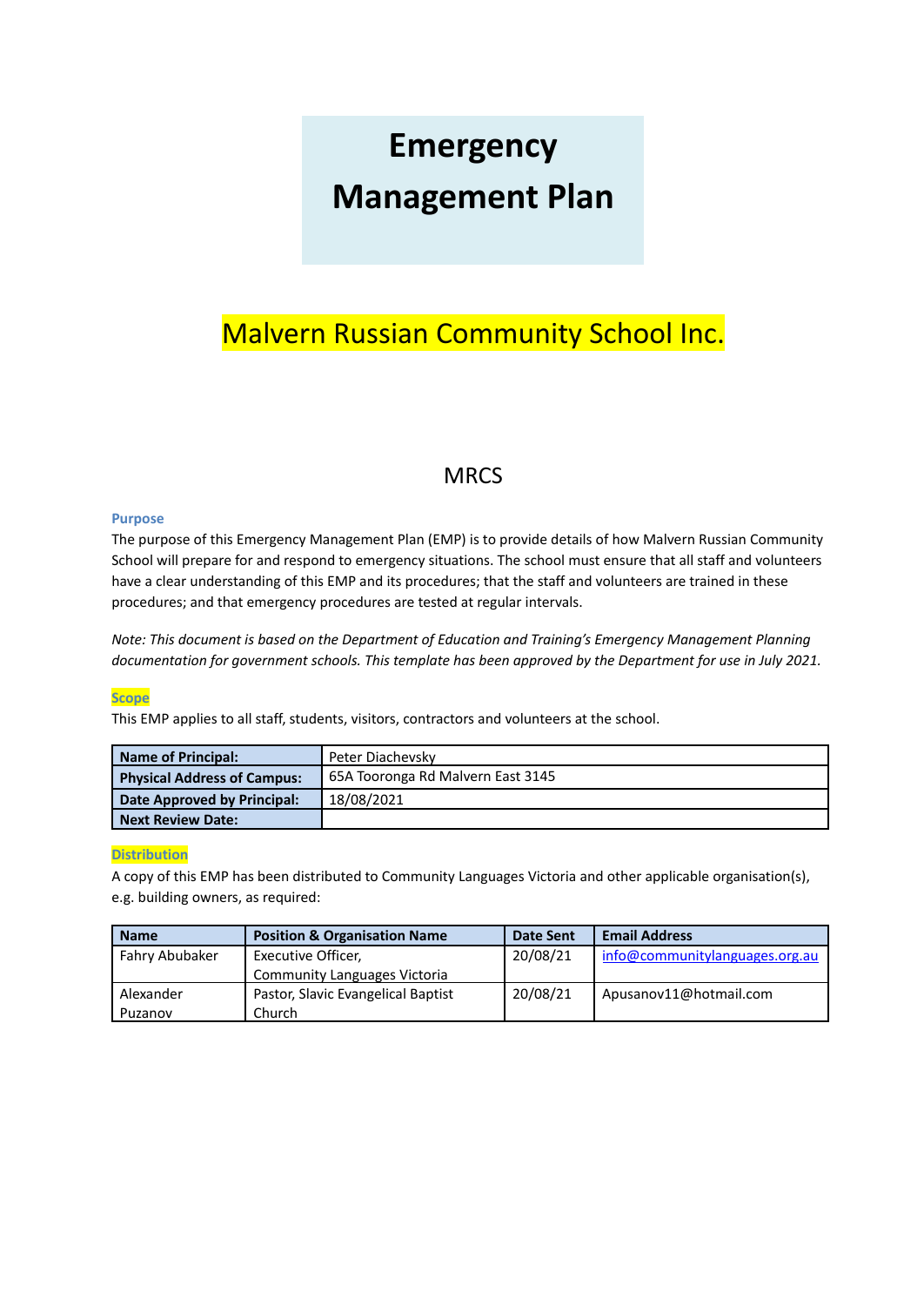# Emergency Management Plan

## Malvern Russian Community School Inc.

MRCS

### Purpose

The purpose of this Emergency Management Plan (EMP) is to provide details of how Malvern Russian Community School will prepare for and respond to emergency situations. The school must ensure that all staff and volunteers have a clear understanding of this EMP and its procedures; that the staff and volunteers are trained in these procedures; and that emergency procedures are tested at regular intervals.

*Note: This document is based on the Department of Education and Training's Emergency Management Planning documentation for government schools. This template has been approved by the Department for use in July 2021.*

### Scope

This EMP applies to all staff, students, visitors, contractors and volunteers at the school.

| **Name of Principal:** | Peter Diachevsky |
|---|---|
| **Physical Address of Campus:** | 65A Tooronga Rd Malvern East 3145 |
| **Date Approved by Principal:** | 18/08/2021 |
| **Next Review Date:** | |

### Distribution

A copy of this EMP has been distributed to Community Languages Victoria and other applicable organisation(s), e.g. building owners, as required:

| Name | Position & Organisation Name | Date Sent | Email Address |
|---|---|---|---|
| Fahry Abubaker | Executive Officer, Community Languages Victoria | 20/08/21 | info@communitylanguages.org.au |
| Alexander Puzanov | Pastor, Slavic Evangelical Baptist Church | 20/08/21 | Apusanov11@hotmail.com |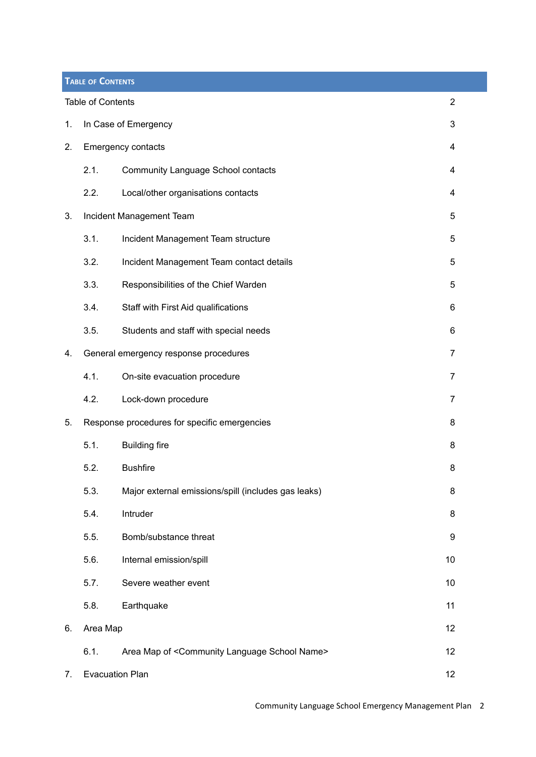## Table of Contents

| | | |
|---|---|---|
| Table of Contents | | 2 |
| 1. | In Case of Emergency | 3 |
| 2. | Emergency contacts | 4 |
| | 2.1. Community Language School contacts | 4 |
| | 2.2. Local/other organisations contacts | 4 |
| 3. | Incident Management Team | 5 |
| | 3.1. Incident Management Team structure | 5 |
| | 3.2. Incident Management Team contact details | 5 |
| | 3.3. Responsibilities of the Chief Warden | 5 |
| | 3.4. Staff with First Aid qualifications | 6 |
| | 3.5. Students and staff with special needs | 6 |
| 4. | General emergency response procedures | 7 |
| | 4.1. On-site evacuation procedure | 7 |
| | 4.2. Lock-down procedure | 7 |
| 5. | Response procedures for specific emergencies | 8 |
| | 5.1. Building fire | 8 |
| | 5.2. Bushfire | 8 |
| | 5.3. Major external emissions/spill (includes gas leaks) | 8 |
| | 5.4. Intruder | 8 |
| | 5.5. Bomb/substance threat | 9 |
| | 5.6. Internal emission/spill | 10 |
| | 5.7. Severe weather event | 10 |
| | 5.8. Earthquake | 11 |
| 6. | Area Map | 12 |
| | 6.1. Area Map of <Community Language School Name> | 12 |
| 7. | Evacuation Plan | 12 |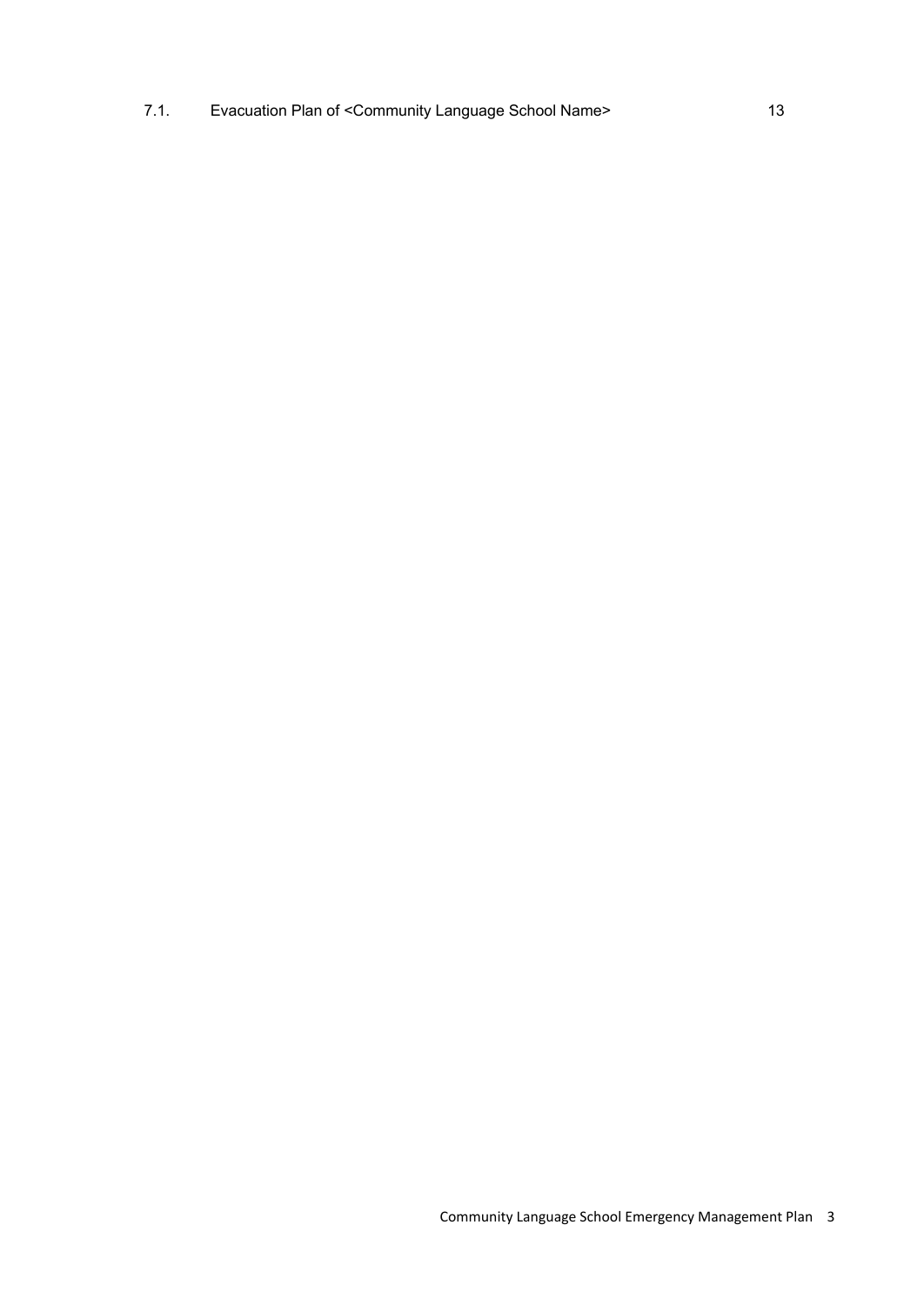7.1. Evacuation Plan of <Community Language School Name> 13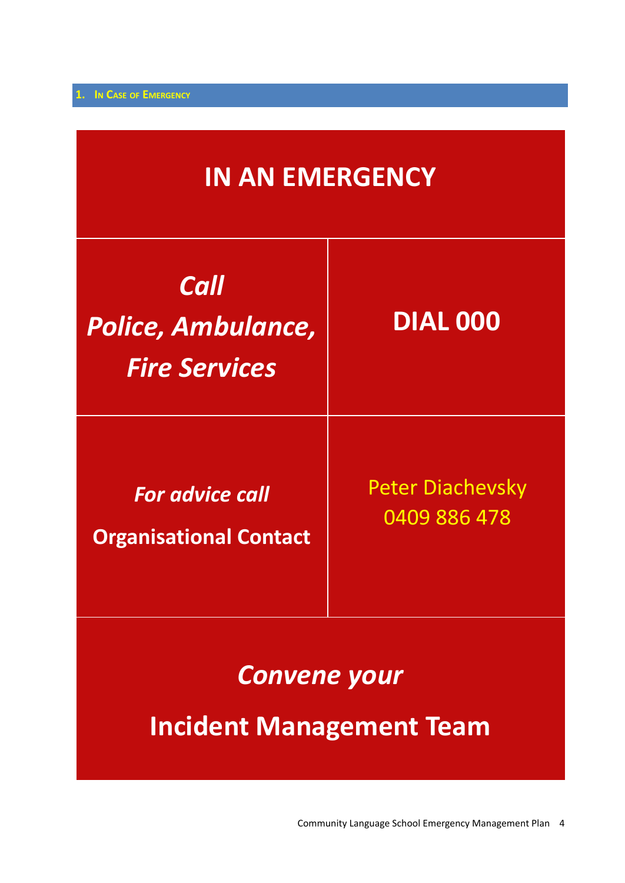## 1. In Case of Emergency

| IN AN EMERGENCY | |
|---|---|
| ***Call Police, Ambulance, Fire Services*** | **DIAL 000** |
| ***For advice call*** **Organisational Contact** | Peter Diachevsky 0409 886 478 |
| ***Convene your*** **Incident Management Team** | |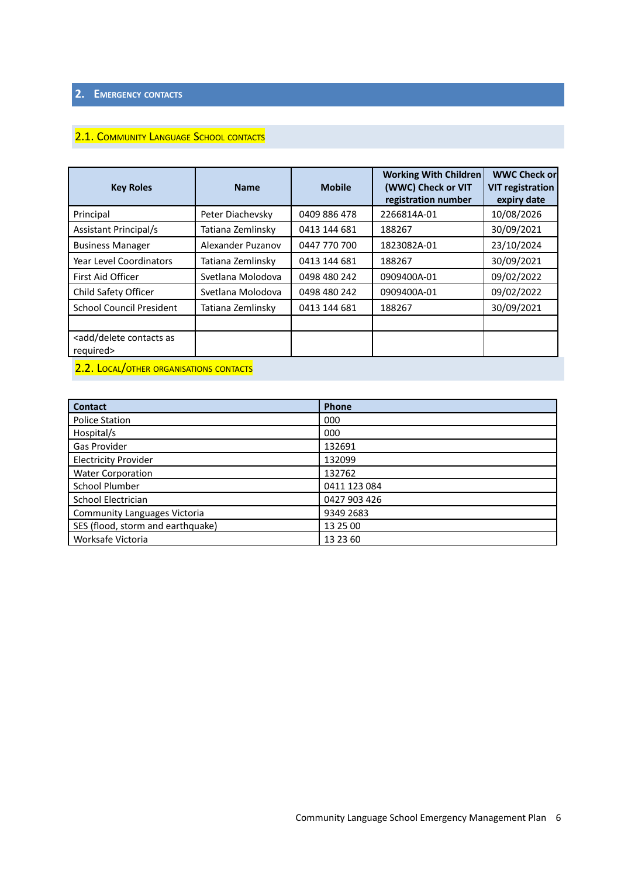## 2. Emergency contacts

### 2.1. Community Language School contacts

| Key Roles | Name | Mobile | Working With Children (WWC) Check or VIT registration number | WWC Check or VIT registration expiry date |
|---|---|---|---|---|
| Principal | Peter Diachevsky | 0409 886 478 | 2266814A-01 | 10/08/2026 |
| Assistant Principal/s | Tatiana Zemlinsky | 0413 144 681 | 188267 | 30/09/2021 |
| Business Manager | Alexander Puzanov | 0447 770 700 | 1823082A-01 | 23/10/2024 |
| Year Level Coordinators | Tatiana Zemlinsky | 0413 144 681 | 188267 | 30/09/2021 |
| First Aid Officer | Svetlana Molodova | 0498 480 242 | 0909400A-01 | 09/02/2022 |
| Child Safety Officer | Svetlana Molodova | 0498 480 242 | 0909400A-01 | 09/02/2022 |
| School Council President | Tatiana Zemlinsky | 0413 144 681 | 188267 | 30/09/2021 |
| | | | | |
| <add/delete contacts as required> | | | | |

### 2.2. Local/other organisations contacts

| Contact | Phone |
|---|---|
| Police Station | 000 |
| Hospital/s | 000 |
| Gas Provider | 132691 |
| Electricity Provider | 132099 |
| Water Corporation | 132762 |
| School Plumber | 0411 123 084 |
| School Electrician | 0427 903 426 |
| Community Languages Victoria | 9349 2683 |
| SES (flood, storm and earthquake) | 13 25 00 |
| Worksafe Victoria | 13 23 60 |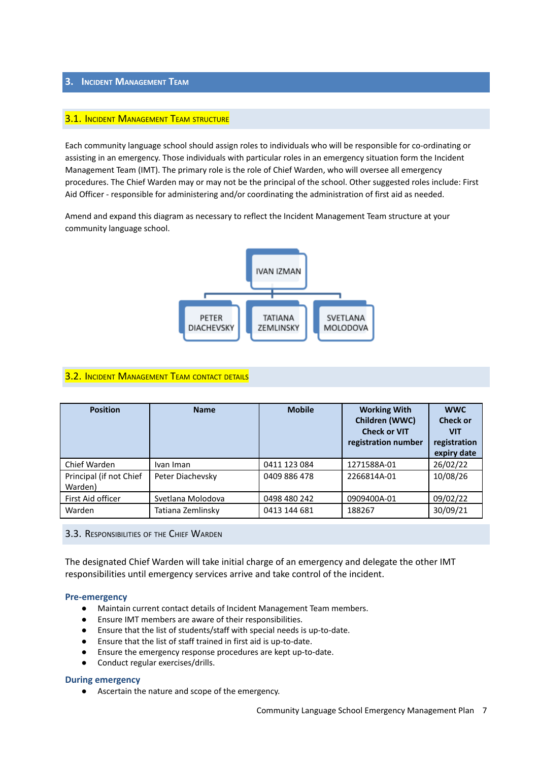## 3. Incident Management Team

### 3.1. Incident Management Team structure

Each community language school should assign roles to individuals who will be responsible for co-ordinating or assisting in an emergency. Those individuals with particular roles in an emergency situation form the Incident Management Team (IMT). The primary role is the role of Chief Warden, who will oversee all emergency procedures. The Chief Warden may or may not be the principal of the school. Other suggested roles include: First Aid Officer - responsible for administering and/or coordinating the administration of first aid as needed.

Amend and expand this diagram as necessary to reflect the Incident Management Team structure at your community language school.

IVAN IZMAN

PETER DIACHEVSKY | TATIANA ZEMLINSKY | SVETLANA MOLODOVA

### 3.2. Incident Management Team contact details

| Position | Name | Mobile | Working With Children (WWC) Check or VIT registration number | WWC Check or VIT registration expiry date |
|---|---|---|---|---|
| Chief Warden | Ivan Iman | 0411 123 084 | 1271588A-01 | 26/02/22 |
| Principal (if not Chief Warden) | Peter Diachevsky | 0409 886 478 | 2266814A-01 | 10/08/26 |
| First Aid officer | Svetlana Molodova | 0498 480 242 | 0909400A-01 | 09/02/22 |
| Warden | Tatiana Zemlinsky | 0413 144 681 | 188267 | 30/09/21 |

### 3.3. Responsibilities of the Chief Warden

The designated Chief Warden will take initial charge of an emergency and delegate the other IMT responsibilities until emergency services arrive and take control of the incident.

**Pre-emergency**

- Maintain current contact details of Incident Management Team members.
- Ensure IMT members are aware of their responsibilities.
- Ensure that the list of students/staff with special needs is up-to-date.
- Ensure that the list of staff trained in first aid is up-to-date.
- Ensure the emergency response procedures are kept up-to-date.
- Conduct regular exercises/drills.

**During emergency**

- Ascertain the nature and scope of the emergency.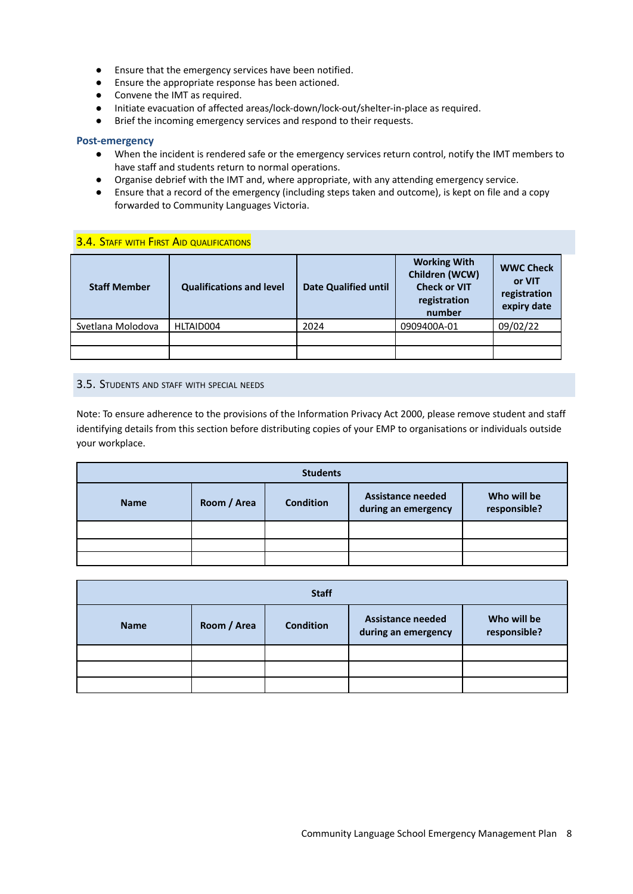- Ensure that the emergency services have been notified.
- Ensure the appropriate response has been actioned.
- Convene the IMT as required.
- Initiate evacuation of affected areas/lock-down/lock-out/shelter-in-place as required.
- Brief the incoming emergency services and respond to their requests.

**Post-emergency**

- When the incident is rendered safe or the emergency services return control, notify the IMT members to have staff and students return to normal operations.
- Organise debrief with the IMT and, where appropriate, with any attending emergency service.
- Ensure that a record of the emergency (including steps taken and outcome), is kept on file and a copy forwarded to Community Languages Victoria.

### 3.4. Staff with First Aid qualifications

| Staff Member | Qualifications and level | Date Qualified until | Working With Children (WCW) Check or VIT registration number | WWC Check or VIT registration expiry date |
|---|---|---|---|---|
| Svetlana Molodova | HLTAID004 | 2024 | 0909400A-01 | 09/02/22 |
| | | | | |
| | | | | |

### 3.5. Students and staff with special needs

Note: To ensure adherence to the provisions of the Information Privacy Act 2000, please remove student and staff identifying details from this section before distributing copies of your EMP to organisations or individuals outside your workplace.

| Students | | | | |
|---|---|---|---|---|
| **Name** | **Room / Area** | **Condition** | **Assistance needed during an emergency** | **Who will be responsible?** |
| | | | | |
| | | | | |
| | | | | |

| Staff | | | | |
|---|---|---|---|---|
| **Name** | **Room / Area** | **Condition** | **Assistance needed during an emergency** | **Who will be responsible?** |
| | | | | |
| | | | | |
| | | | | |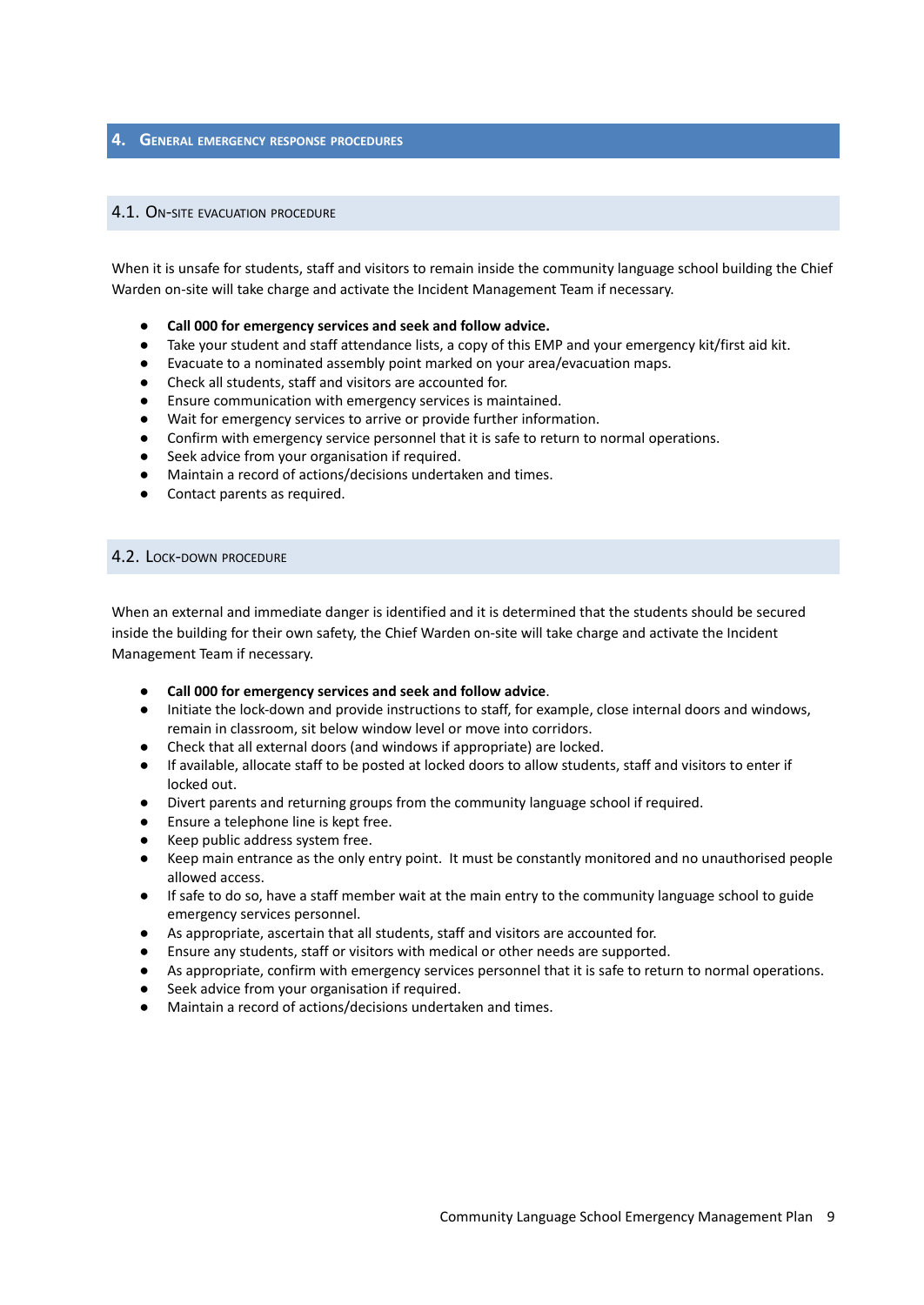## 4. General emergency response procedures

### 4.1. On-site evacuation procedure

When it is unsafe for students, staff and visitors to remain inside the community language school building the Chief Warden on-site will take charge and activate the Incident Management Team if necessary.

- **Call 000 for emergency services and seek and follow advice.**
- Take your student and staff attendance lists, a copy of this EMP and your emergency kit/first aid kit.
- Evacuate to a nominated assembly point marked on your area/evacuation maps.
- Check all students, staff and visitors are accounted for.
- Ensure communication with emergency services is maintained.
- Wait for emergency services to arrive or provide further information.
- Confirm with emergency service personnel that it is safe to return to normal operations.
- Seek advice from your organisation if required.
- Maintain a record of actions/decisions undertaken and times.
- Contact parents as required.

### 4.2. Lock-down procedure

When an external and immediate danger is identified and it is determined that the students should be secured inside the building for their own safety, the Chief Warden on-site will take charge and activate the Incident Management Team if necessary.

- **Call 000 for emergency services and seek and follow advice**.
- Initiate the lock-down and provide instructions to staff, for example, close internal doors and windows, remain in classroom, sit below window level or move into corridors.
- Check that all external doors (and windows if appropriate) are locked.
- If available, allocate staff to be posted at locked doors to allow students, staff and visitors to enter if locked out.
- Divert parents and returning groups from the community language school if required.
- Ensure a telephone line is kept free.
- Keep public address system free.
- Keep main entrance as the only entry point. It must be constantly monitored and no unauthorised people allowed access.
- If safe to do so, have a staff member wait at the main entry to the community language school to guide emergency services personnel.
- As appropriate, ascertain that all students, staff and visitors are accounted for.
- Ensure any students, staff or visitors with medical or other needs are supported.
- As appropriate, confirm with emergency services personnel that it is safe to return to normal operations.
- Seek advice from your organisation if required.
- Maintain a record of actions/decisions undertaken and times.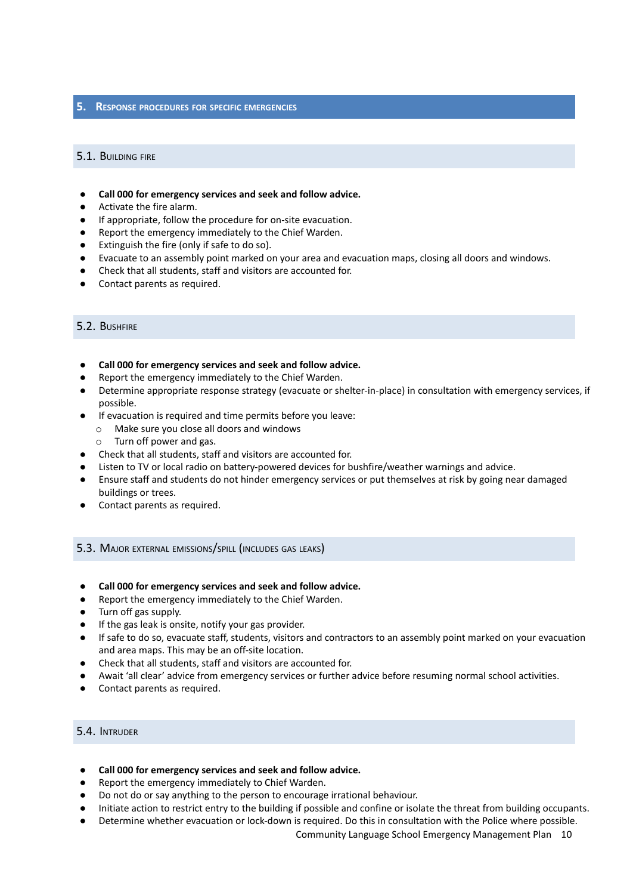## 5. Response procedures for specific emergencies

### 5.1. Building fire

- **Call 000 for emergency services and seek and follow advice.**
- Activate the fire alarm.
- If appropriate, follow the procedure for on-site evacuation.
- Report the emergency immediately to the Chief Warden.
- Extinguish the fire (only if safe to do so).
- Evacuate to an assembly point marked on your area and evacuation maps, closing all doors and windows.
- Check that all students, staff and visitors are accounted for.
- Contact parents as required.

### 5.2. Bushfire

- **Call 000 for emergency services and seek and follow advice.**
- Report the emergency immediately to the Chief Warden.
- Determine appropriate response strategy (evacuate or shelter-in-place) in consultation with emergency services, if possible.
- If evacuation is required and time permits before you leave:
  - Make sure you close all doors and windows
  - Turn off power and gas.
- Check that all students, staff and visitors are accounted for.
- Listen to TV or local radio on battery-powered devices for bushfire/weather warnings and advice.
- Ensure staff and students do not hinder emergency services or put themselves at risk by going near damaged buildings or trees.
- Contact parents as required.

### 5.3. Major external emissions/spill (includes gas leaks)

- **Call 000 for emergency services and seek and follow advice.**
- Report the emergency immediately to the Chief Warden.
- Turn off gas supply.
- If the gas leak is onsite, notify your gas provider.
- If safe to do so, evacuate staff, students, visitors and contractors to an assembly point marked on your evacuation and area maps. This may be an off-site location.
- Check that all students, staff and visitors are accounted for.
- Await 'all clear' advice from emergency services or further advice before resuming normal school activities.
- Contact parents as required.

### 5.4. Intruder

- **Call 000 for emergency services and seek and follow advice.**
- Report the emergency immediately to Chief Warden.
- Do not do or say anything to the person to encourage irrational behaviour.
- Initiate action to restrict entry to the building if possible and confine or isolate the threat from building occupants.
- Determine whether evacuation or lock-down is required. Do this in consultation with the Police where possible.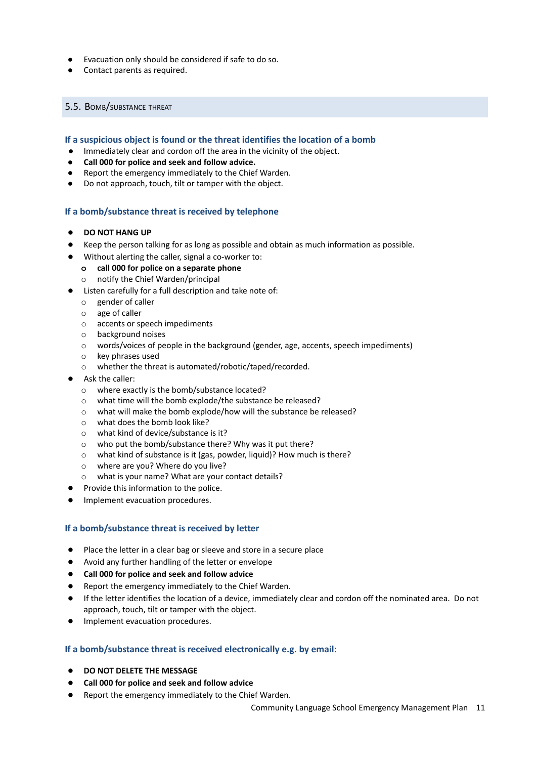- Evacuation only should be considered if safe to do so.
- Contact parents as required.

## 5.5. Bomb/substance threat

### If a suspicious object is found or the threat identifies the location of a bomb

- Immediately clear and cordon off the area in the vicinity of the object.
- **Call 000 for police and seek and follow advice.**
- Report the emergency immediately to the Chief Warden.
- Do not approach, touch, tilt or tamper with the object.

### If a bomb/substance threat is received by telephone

- **DO NOT HANG UP**
- Keep the person talking for as long as possible and obtain as much information as possible.
- Without alerting the caller, signal a co-worker to:
  - **call 000 for police on a separate phone**
  - notify the Chief Warden/principal
- Listen carefully for a full description and take note of:
  - gender of caller
  - age of caller
  - accents or speech impediments
  - background noises
  - words/voices of people in the background (gender, age, accents, speech impediments)
  - key phrases used
  - whether the threat is automated/robotic/taped/recorded.
- Ask the caller:
  - where exactly is the bomb/substance located?
  - what time will the bomb explode/the substance be released?
  - what will make the bomb explode/how will the substance be released?
  - what does the bomb look like?
  - what kind of device/substance is it?
  - who put the bomb/substance there? Why was it put there?
  - what kind of substance is it (gas, powder, liquid)? How much is there?
  - where are you? Where do you live?
  - what is your name? What are your contact details?
- Provide this information to the police.
- Implement evacuation procedures.

### If a bomb/substance threat is received by letter

- Place the letter in a clear bag or sleeve and store in a secure place
- Avoid any further handling of the letter or envelope
- **Call 000 for police and seek and follow advice**
- Report the emergency immediately to the Chief Warden.
- If the letter identifies the location of a device, immediately clear and cordon off the nominated area. Do not approach, touch, tilt or tamper with the object.
- Implement evacuation procedures.

### If a bomb/substance threat is received electronically e.g. by email:

- **DO NOT DELETE THE MESSAGE**
- **Call 000 for police and seek and follow advice**
- Report the emergency immediately to the Chief Warden.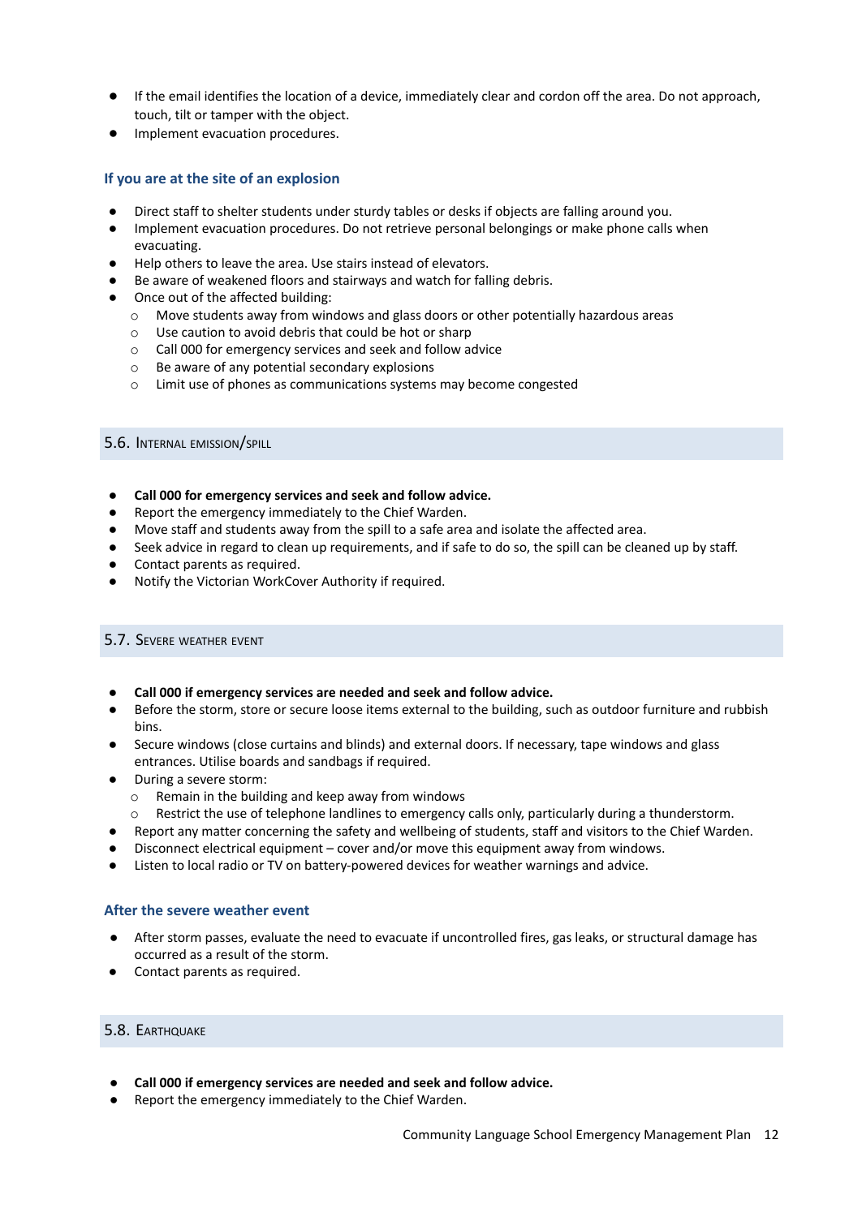- If the email identifies the location of a device, immediately clear and cordon off the area. Do not approach, touch, tilt or tamper with the object.
- Implement evacuation procedures.

### If you are at the site of an explosion

- Direct staff to shelter students under sturdy tables or desks if objects are falling around you.
- Implement evacuation procedures. Do not retrieve personal belongings or make phone calls when evacuating.
- Help others to leave the area. Use stairs instead of elevators.
- Be aware of weakened floors and stairways and watch for falling debris.
- Once out of the affected building:
  - Move students away from windows and glass doors or other potentially hazardous areas
  - Use caution to avoid debris that could be hot or sharp
  - Call 000 for emergency services and seek and follow advice
  - Be aware of any potential secondary explosions
  - Limit use of phones as communications systems may become congested

## 5.6. Internal emission/spill

- **Call 000 for emergency services and seek and follow advice.**
- Report the emergency immediately to the Chief Warden.
- Move staff and students away from the spill to a safe area and isolate the affected area.
- Seek advice in regard to clean up requirements, and if safe to do so, the spill can be cleaned up by staff.
- Contact parents as required.
- Notify the Victorian WorkCover Authority if required.

## 5.7. Severe weather event

- **Call 000 if emergency services are needed and seek and follow advice.**
- Before the storm, store or secure loose items external to the building, such as outdoor furniture and rubbish bins.
- Secure windows (close curtains and blinds) and external doors. If necessary, tape windows and glass entrances. Utilise boards and sandbags if required.
- During a severe storm:
  - Remain in the building and keep away from windows
  - Restrict the use of telephone landlines to emergency calls only, particularly during a thunderstorm.
- Report any matter concerning the safety and wellbeing of students, staff and visitors to the Chief Warden.
- Disconnect electrical equipment – cover and/or move this equipment away from windows.
- Listen to local radio or TV on battery-powered devices for weather warnings and advice.

### After the severe weather event

- After storm passes, evaluate the need to evacuate if uncontrolled fires, gas leaks, or structural damage has occurred as a result of the storm.
- Contact parents as required.

## 5.8. Earthquake

- **Call 000 if emergency services are needed and seek and follow advice.**
- Report the emergency immediately to the Chief Warden.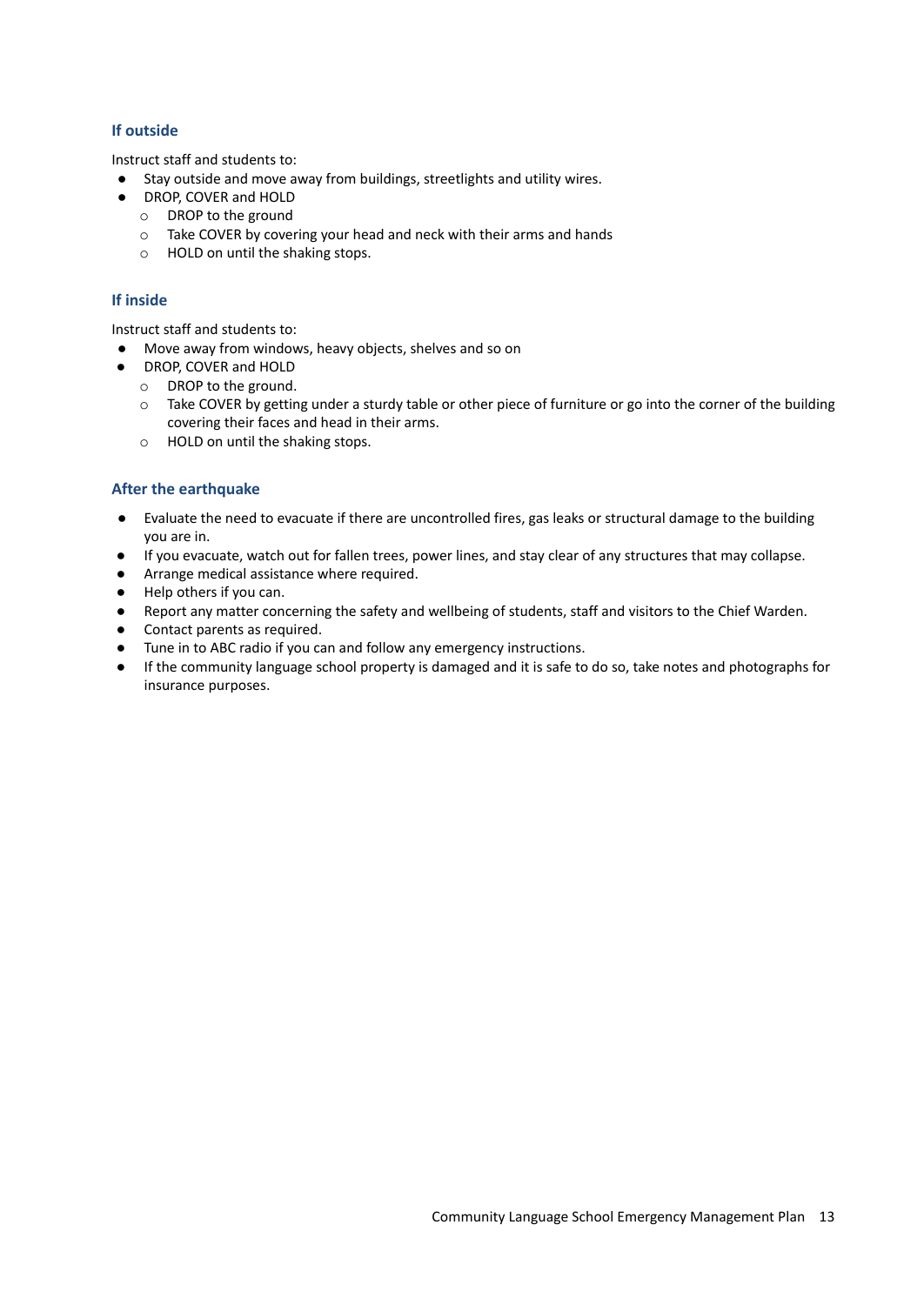### If outside

Instruct staff and students to:

- Stay outside and move away from buildings, streetlights and utility wires.
- DROP, COVER and HOLD
  - DROP to the ground
  - Take COVER by covering your head and neck with their arms and hands
  - HOLD on until the shaking stops.

### If inside

Instruct staff and students to:

- Move away from windows, heavy objects, shelves and so on
- DROP, COVER and HOLD
  - DROP to the ground.
  - Take COVER by getting under a sturdy table or other piece of furniture or go into the corner of the building covering their faces and head in their arms.
  - HOLD on until the shaking stops.

### After the earthquake

- Evaluate the need to evacuate if there are uncontrolled fires, gas leaks or structural damage to the building you are in.
- If you evacuate, watch out for fallen trees, power lines, and stay clear of any structures that may collapse.
- Arrange medical assistance where required.
- Help others if you can.
- Report any matter concerning the safety and wellbeing of students, staff and visitors to the Chief Warden.
- Contact parents as required.
- Tune in to ABC radio if you can and follow any emergency instructions.
- If the community language school property is damaged and it is safe to do so, take notes and photographs for insurance purposes.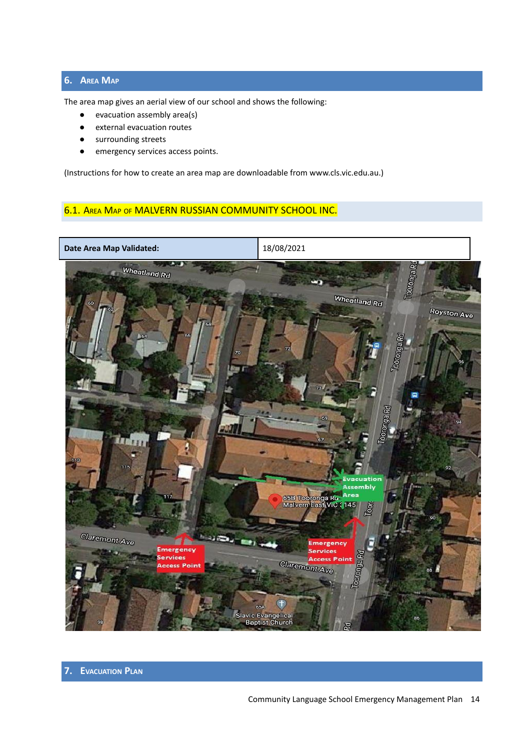## 6. Area Map

The area map gives an aerial view of our school and shows the following:

- evacuation assembly area(s)
- external evacuation routes
- surrounding streets
- emergency services access points.

(Instructions for how to create an area map are downloadable from www.cls.vic.edu.au.)

### 6.1. Area Map of MALVERN RUSSIAN COMMUNITY SCHOOL INC.

| Date Area Map Validated: | 18/08/2021 |
|---|---|

## 7. Evacuation Plan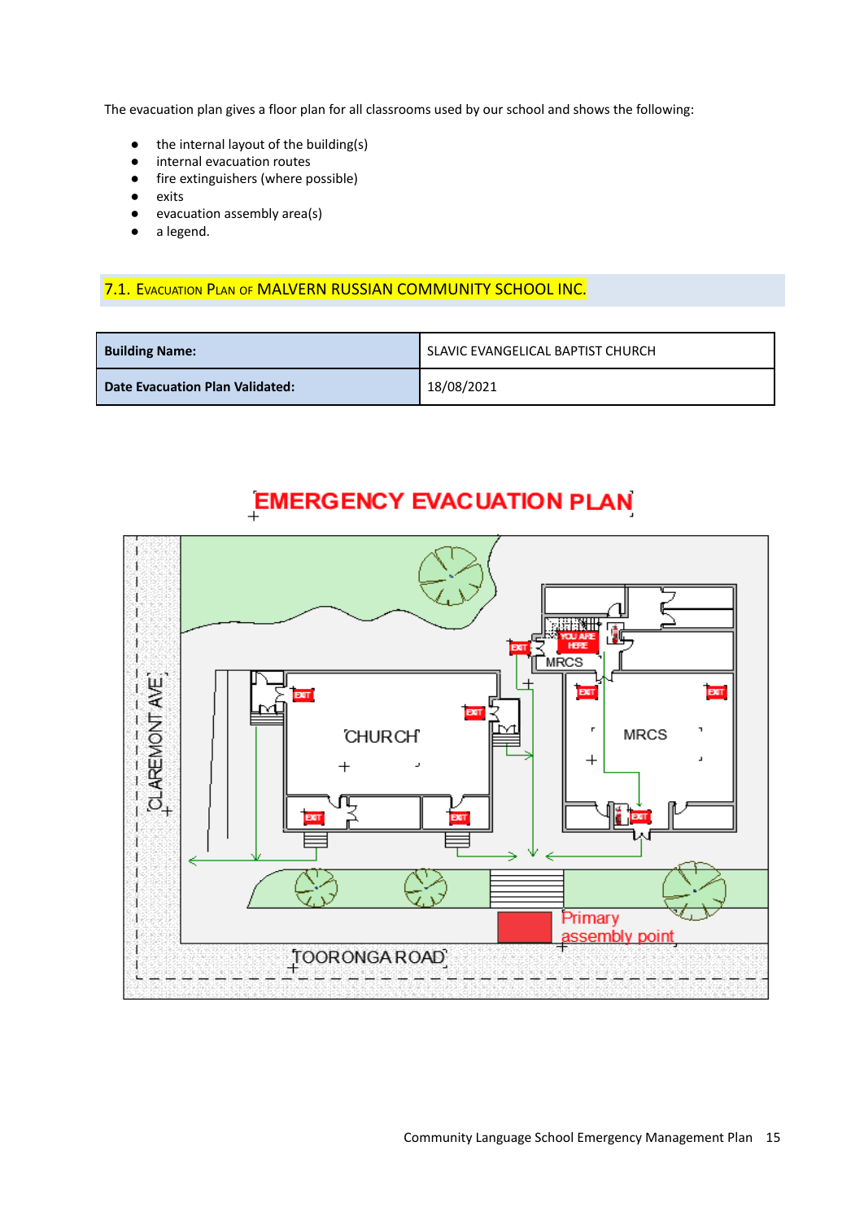The evacuation plan gives a floor plan for all classrooms used by our school and shows the following:

- the internal layout of the building(s)
- internal evacuation routes
- fire extinguishers (where possible)
- exits
- evacuation assembly area(s)
- a legend.

## 7.1. Evacuation Plan of MALVERN RUSSIAN COMMUNITY SCHOOL INC.

| Building Name: | SLAVIC EVANGELICAL BAPTIST CHURCH |
|---|---|
| Date Evacuation Plan Validated: | 18/08/2021 |

EMERGENCY EVACUATION PLAN

CLAREMONT AVE

CHURCH

MRCS

MRCS

YOU ARE HERE

EXIT

Primary assembly point

TOORONGA ROAD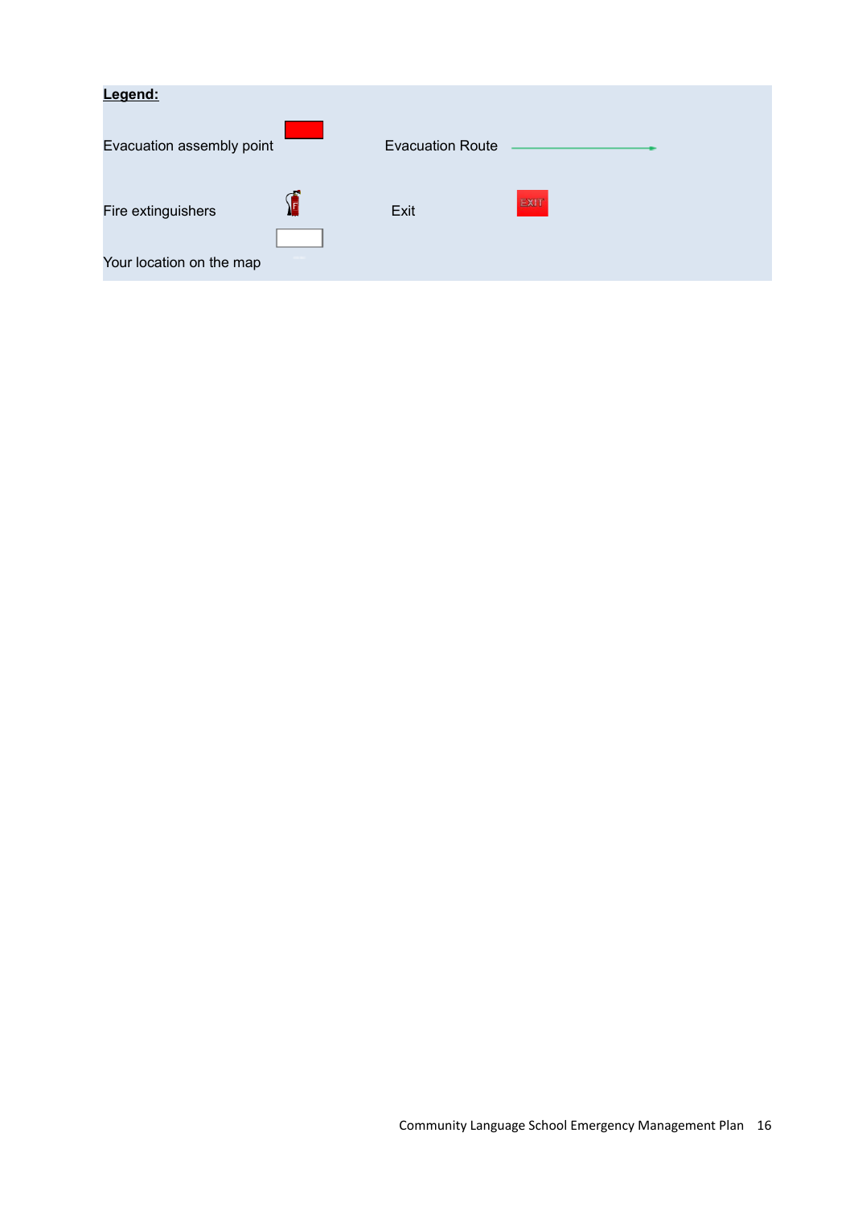**Legend:**

| | | | |
|---|---|---|---|
| Evacuation assembly point | | Evacuation Route | |
| Fire extinguishers | | Exit | EXIT |
| Your location on the map | | | |